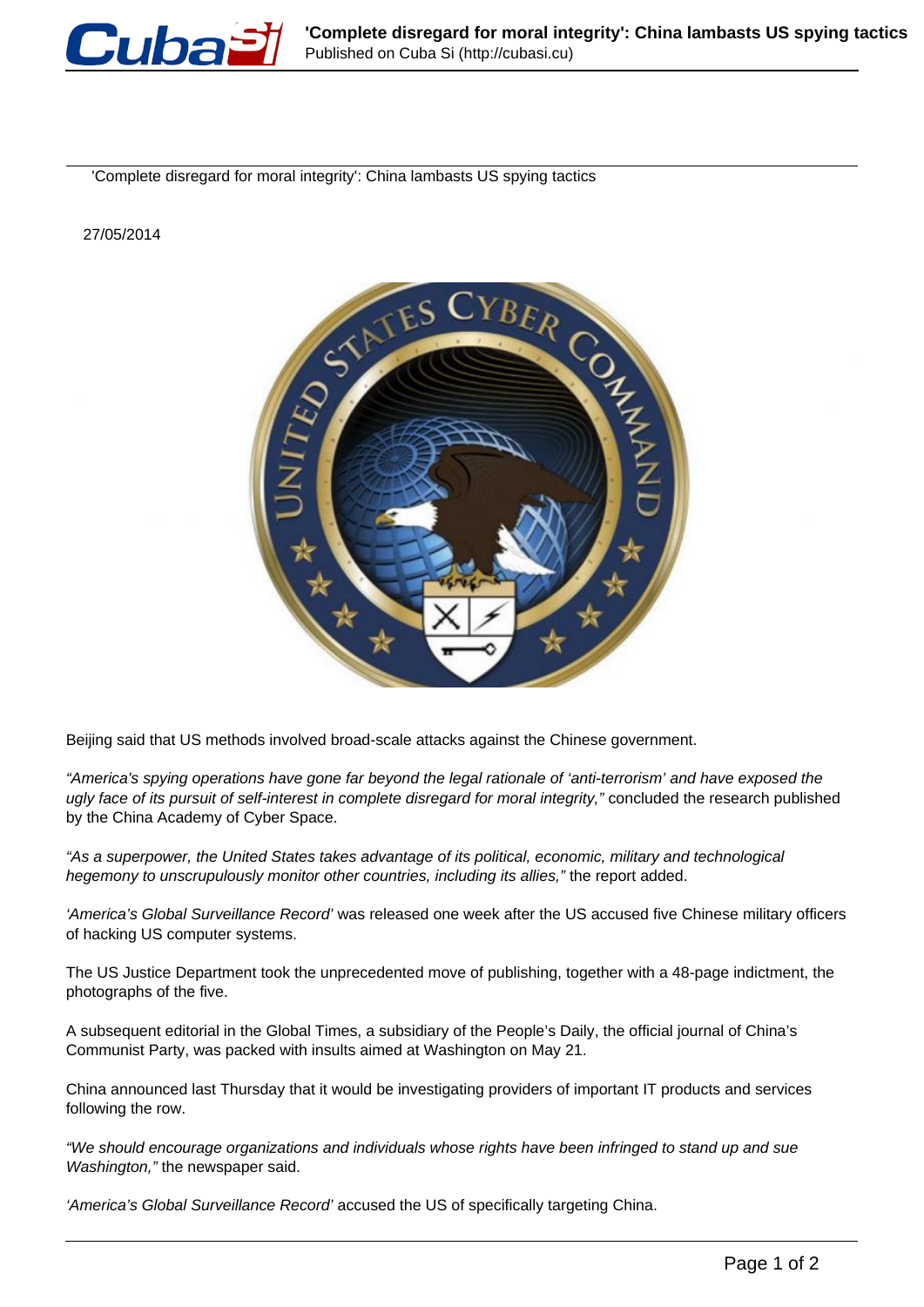'Complete disregard for moral integrity': China lambasts US spying tactics

27/05/2014

Beijing said that US methods involved broad-scale attacks against the Chinese government.

*“America's spying operations have gone far beyond the legal rationale of ‘anti-terrorism’ and have exposed the ugly face of its pursuit of self-interest in complete disregard for moral integrity,”* concluded the research published by the China Academy of Cyber Space.

*“As a superpower, the United States takes advantage of its political, economic, military and technological hegemony to unscrupulously monitor other countries, including its allies,”* the report added.

*‘America’s Global Surveillance Record’* was released one week after the US accused five Chinese military officers of hacking US computer systems.

The US Justice Department took the unprecedented move of publishing, together with a 48-page indictment, the photographs of the five.

A subsequent editorial in the Global Times, a subsidiary of the People’s Daily, the official journal of China’s Communist Party, was packed with insults aimed at Washington on May 21.

China announced last Thursday that it would be investigating providers of important IT products and services following the row.

*“We should encourage organizations and individuals whose rights have been infringed to stand up and sue Washington,”* the newspaper said.

*‘America’s Global Surveillance Record’* accused the US of specifically targeting China.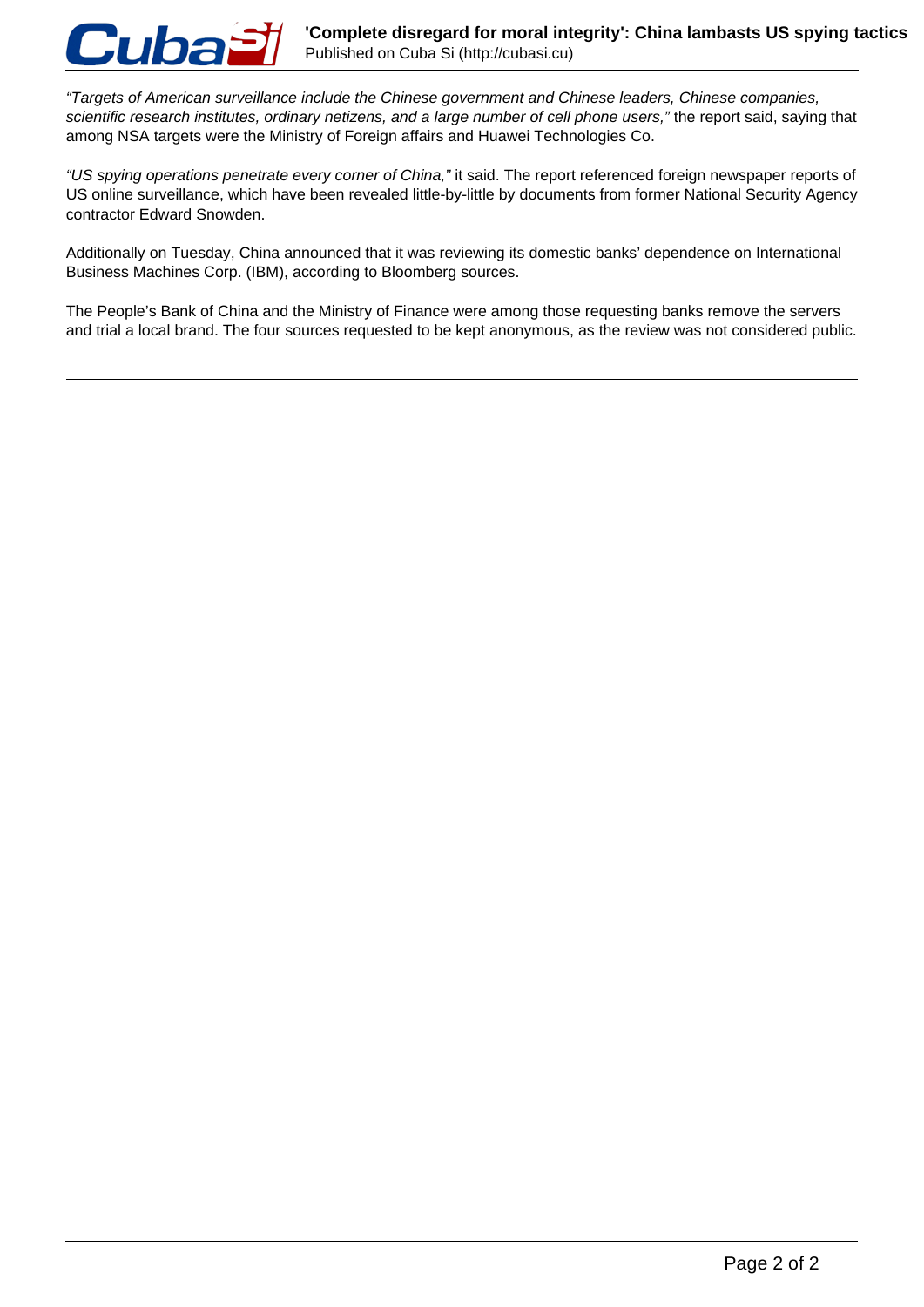*“Targets of American surveillance include the Chinese government and Chinese leaders, Chinese companies, scientific research institutes, ordinary netizens, and a large number of cell phone users,”* the report said, saying that among NSA targets were the Ministry of Foreign affairs and Huawei Technologies Co.

*“US spying operations penetrate every corner of China,”* it said. The report referenced foreign newspaper reports of US online surveillance, which have been revealed little-by-little by documents from former National Security Agency contractor Edward Snowden.

Additionally on Tuesday, China announced that it was reviewing its domestic banks’ dependence on International Business Machines Corp. (IBM), according to Bloomberg sources.

The People’s Bank of China and the Ministry of Finance were among those requesting banks remove the servers and trial a local brand. The four sources requested to be kept anonymous, as the review was not considered public.